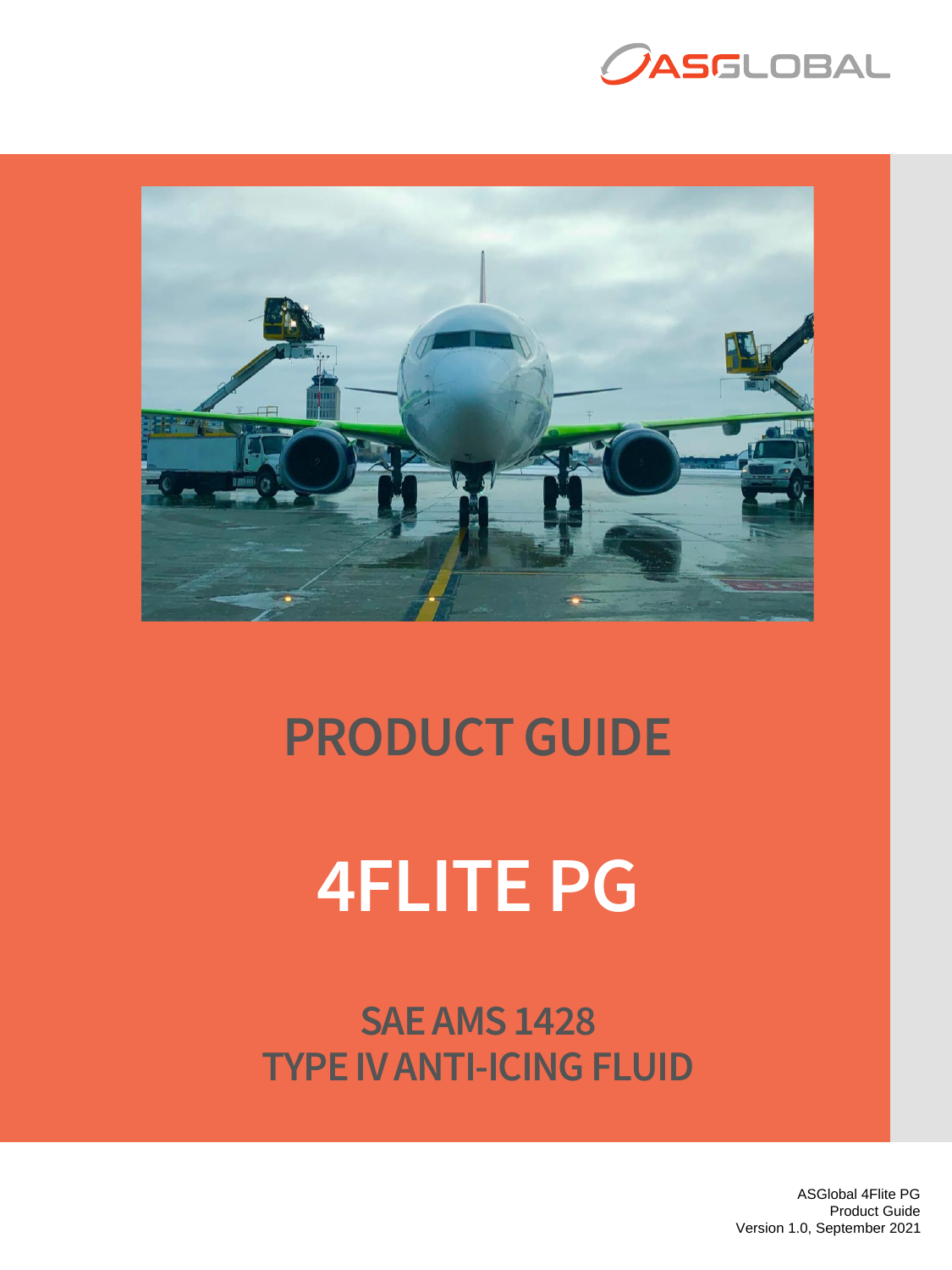ASGLOBAL

# PRODUCT GUIDE

# 4FLITE PG

## SAE AMS 1428
## TYPE IV ANTI-ICING FLUID

ASGlobal 4Flite PG
Product Guide
Version 1.0, September 2021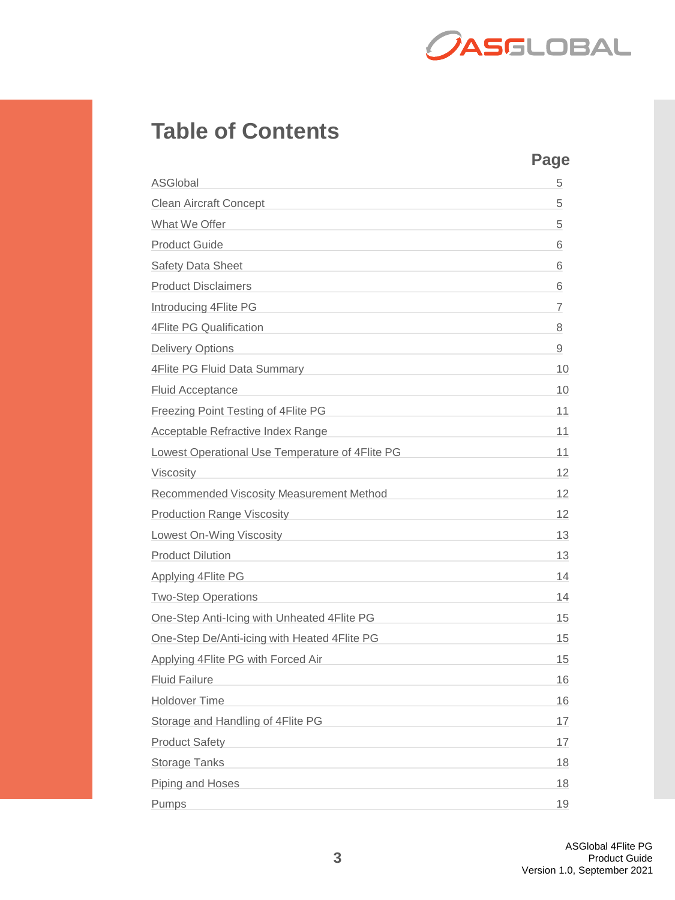# Table of Contents

| | Page |
|---|---|
| ASGlobal | 5 |
| Clean Aircraft Concept | 5 |
| What We Offer | 5 |
| Product Guide | 6 |
| Safety Data Sheet | 6 |
| Product Disclaimers | 6 |
| Introducing 4Flite PG | 7 |
| 4Flite PG Qualification | 8 |
| Delivery Options | 9 |
| 4Flite PG Fluid Data Summary | 10 |
| Fluid Acceptance | 10 |
| Freezing Point Testing of 4Flite PG | 11 |
| Acceptable Refractive Index Range | 11 |
| Lowest Operational Use Temperature of 4Flite PG | 11 |
| Viscosity | 12 |
| Recommended Viscosity Measurement Method | 12 |
| Production Range Viscosity | 12 |
| Lowest On-Wing Viscosity | 13 |
| Product Dilution | 13 |
| Applying 4Flite PG | 14 |
| Two-Step Operations | 14 |
| One-Step Anti-Icing with Unheated 4Flite PG | 15 |
| One-Step De/Anti-icing with Heated 4Flite PG | 15 |
| Applying 4Flite PG with Forced Air | 15 |
| Fluid Failure | 16 |
| Holdover Time | 16 |
| Storage and Handling of 4Flite PG | 17 |
| Product Safety | 17 |
| Storage Tanks | 18 |
| Piping and Hoses | 18 |
| Pumps | 19 |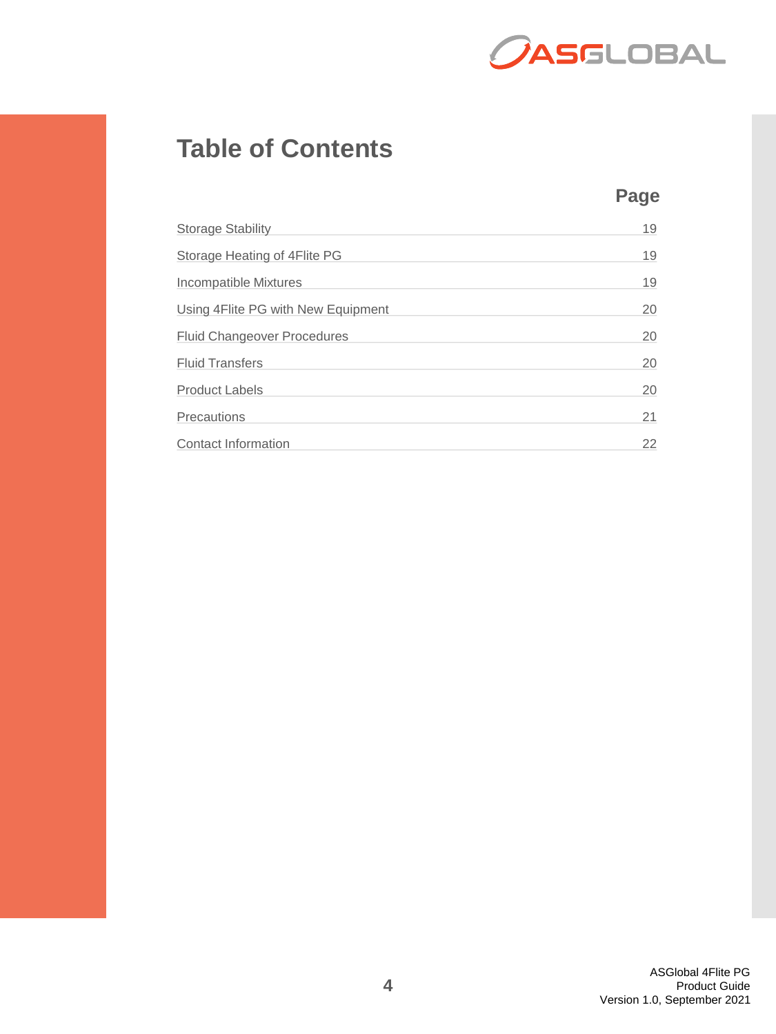# Table of Contents

| | Page |
|---|---|
| Storage Stability | 19 |
| Storage Heating of 4Flite PG | 19 |
| Incompatible Mixtures | 19 |
| Using 4Flite PG with New Equipment | 20 |
| Fluid Changeover Procedures | 20 |
| Fluid Transfers | 20 |
| Product Labels | 20 |
| Precautions | 21 |
| Contact Information | 22 |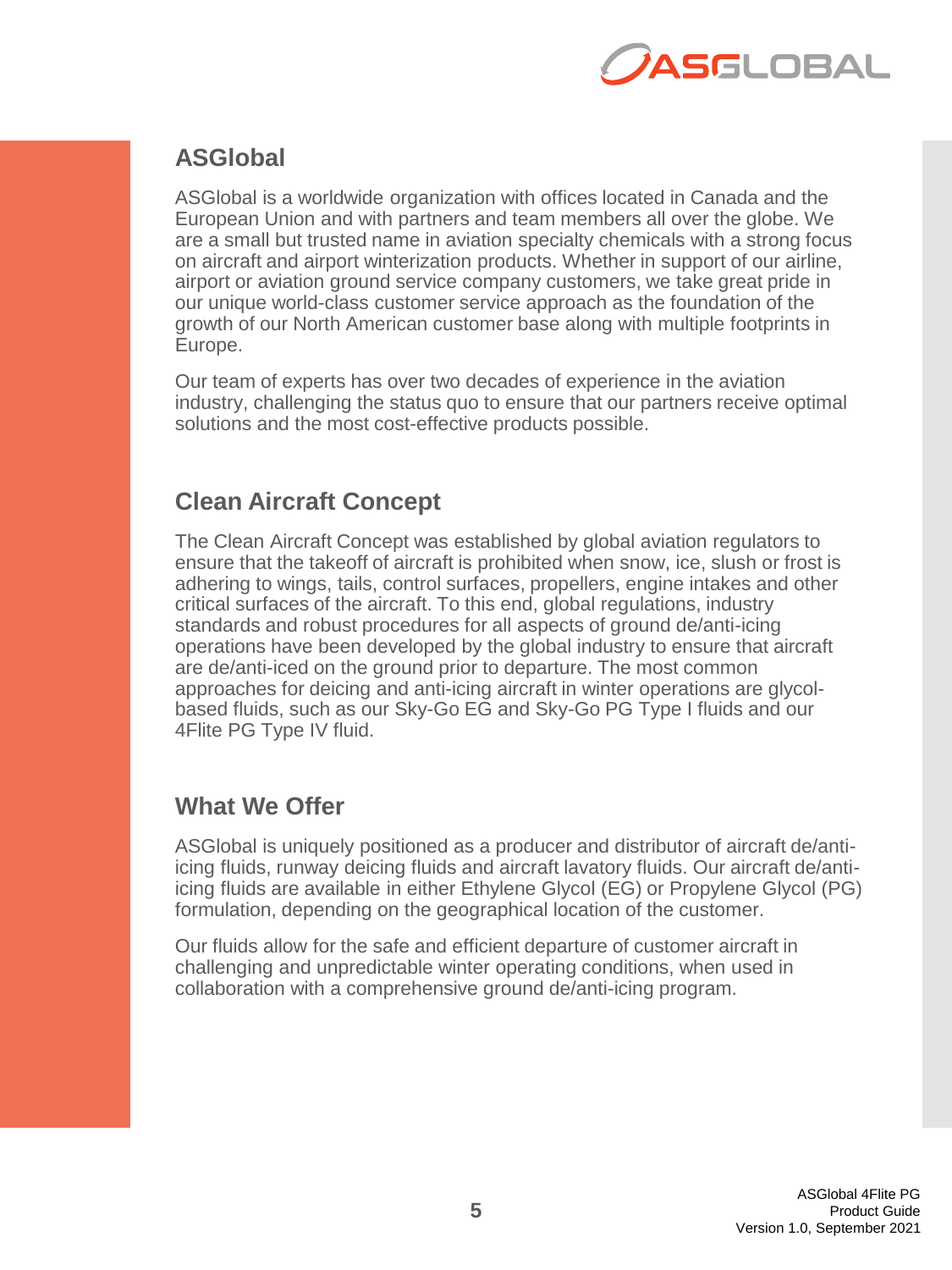## ASGlobal

ASGlobal is a worldwide organization with offices located in Canada and the European Union and with partners and team members all over the globe. We are a small but trusted name in aviation specialty chemicals with a strong focus on aircraft and airport winterization products. Whether in support of our airline, airport or aviation ground service company customers, we take great pride in our unique world-class customer service approach as the foundation of the growth of our North American customer base along with multiple footprints in Europe.

Our team of experts has over two decades of experience in the aviation industry, challenging the status quo to ensure that our partners receive optimal solutions and the most cost-effective products possible.

## Clean Aircraft Concept

The Clean Aircraft Concept was established by global aviation regulators to ensure that the takeoff of aircraft is prohibited when snow, ice, slush or frost is adhering to wings, tails, control surfaces, propellers, engine intakes and other critical surfaces of the aircraft. To this end, global regulations, industry standards and robust procedures for all aspects of ground de/anti-icing operations have been developed by the global industry to ensure that aircraft are de/anti-iced on the ground prior to departure. The most common approaches for deicing and anti-icing aircraft in winter operations are glycol-based fluids, such as our Sky-Go EG and Sky-Go PG Type I fluids and our 4Flite PG Type IV fluid.

## What We Offer

ASGlobal is uniquely positioned as a producer and distributor of aircraft de/anti-icing fluids, runway deicing fluids and aircraft lavatory fluids. Our aircraft de/anti-icing fluids are available in either Ethylene Glycol (EG) or Propylene Glycol (PG) formulation, depending on the geographical location of the customer.

Our fluids allow for the safe and efficient departure of customer aircraft in challenging and unpredictable winter operating conditions, when used in collaboration with a comprehensive ground de/anti-icing program.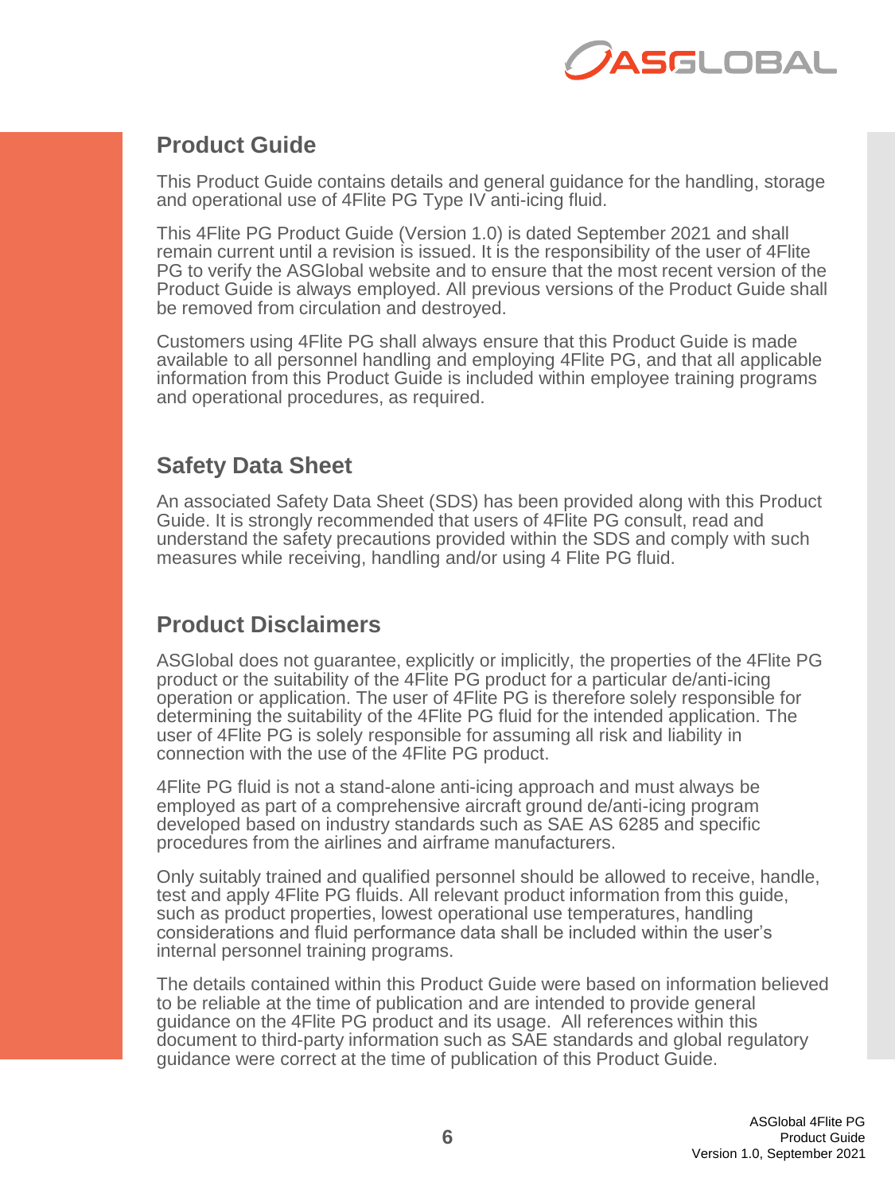## Product Guide

This Product Guide contains details and general guidance for the handling, storage and operational use of 4Flite PG Type IV anti-icing fluid.

This 4Flite PG Product Guide (Version 1.0) is dated September 2021 and shall remain current until a revision is issued. It is the responsibility of the user of 4Flite PG to verify the ASGlobal website and to ensure that the most recent version of the Product Guide is always employed. All previous versions of the Product Guide shall be removed from circulation and destroyed.

Customers using 4Flite PG shall always ensure that this Product Guide is made available to all personnel handling and employing 4Flite PG, and that all applicable information from this Product Guide is included within employee training programs and operational procedures, as required.

## Safety Data Sheet

An associated Safety Data Sheet (SDS) has been provided along with this Product Guide. It is strongly recommended that users of 4Flite PG consult, read and understand the safety precautions provided within the SDS and comply with such measures while receiving, handling and/or using 4 Flite PG fluid.

## Product Disclaimers

ASGlobal does not guarantee, explicitly or implicitly, the properties of the 4Flite PG product or the suitability of the 4Flite PG product for a particular de/anti-icing operation or application. The user of 4Flite PG is therefore solely responsible for determining the suitability of the 4Flite PG fluid for the intended application. The user of 4Flite PG is solely responsible for assuming all risk and liability in connection with the use of the 4Flite PG product.

4Flite PG fluid is not a stand-alone anti-icing approach and must always be employed as part of a comprehensive aircraft ground de/anti-icing program developed based on industry standards such as SAE AS 6285 and specific procedures from the airlines and airframe manufacturers.

Only suitably trained and qualified personnel should be allowed to receive, handle, test and apply 4Flite PG fluids. All relevant product information from this guide, such as product properties, lowest operational use temperatures, handling considerations and fluid performance data shall be included within the user's internal personnel training programs.

The details contained within this Product Guide were based on information believed to be reliable at the time of publication and are intended to provide general guidance on the 4Flite PG product and its usage. All references within this document to third-party information such as SAE standards and global regulatory guidance were correct at the time of publication of this Product Guide.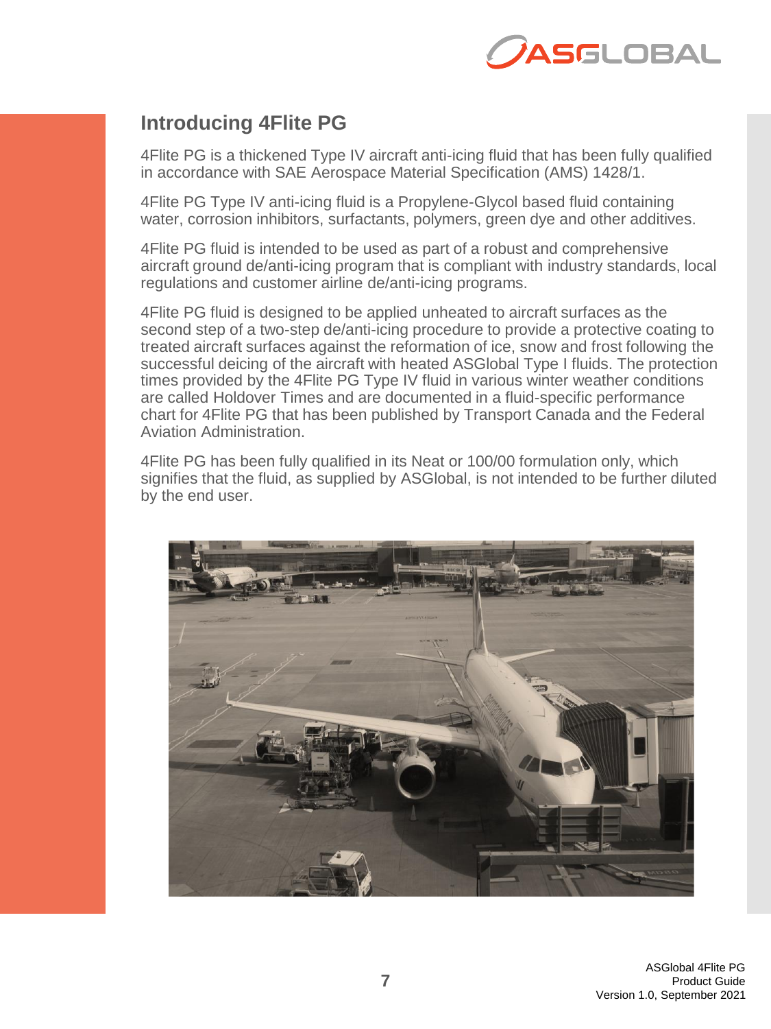## Introducing 4Flite PG

4Flite PG is a thickened Type IV aircraft anti-icing fluid that has been fully qualified in accordance with SAE Aerospace Material Specification (AMS) 1428/1.

4Flite PG Type IV anti-icing fluid is a Propylene-Glycol based fluid containing water, corrosion inhibitors, surfactants, polymers, green dye and other additives.

4Flite PG fluid is intended to be used as part of a robust and comprehensive aircraft ground de/anti-icing program that is compliant with industry standards, local regulations and customer airline de/anti-icing programs.

4Flite PG fluid is designed to be applied unheated to aircraft surfaces as the second step of a two-step de/anti-icing procedure to provide a protective coating to treated aircraft surfaces against the reformation of ice, snow and frost following the successful deicing of the aircraft with heated ASGlobal Type I fluids. The protection times provided by the 4Flite PG Type IV fluid in various winter weather conditions are called Holdover Times and are documented in a fluid-specific performance chart for 4Flite PG that has been published by Transport Canada and the Federal Aviation Administration.

4Flite PG has been fully qualified in its Neat or 100/00 formulation only, which signifies that the fluid, as supplied by ASGlobal, is not intended to be further diluted by the end user.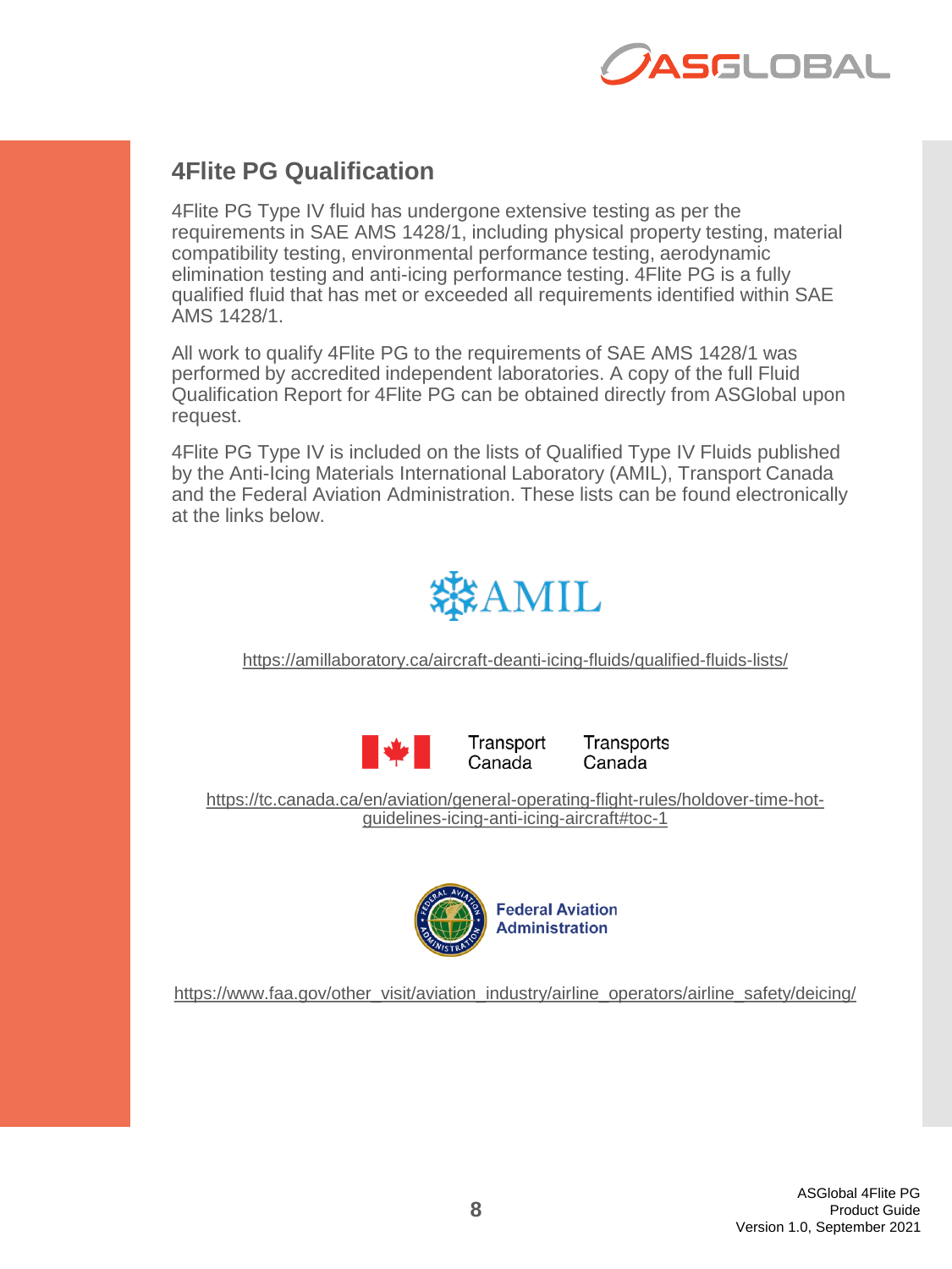## 4Flite PG Qualification

4Flite PG Type IV fluid has undergone extensive testing as per the requirements in SAE AMS 1428/1, including physical property testing, material compatibility testing, environmental performance testing, aerodynamic elimination testing and anti-icing performance testing. 4Flite PG is a fully qualified fluid that has met or exceeded all requirements identified within SAE AMS 1428/1.

All work to qualify 4Flite PG to the requirements of SAE AMS 1428/1 was performed by accredited independent laboratories. A copy of the full Fluid Qualification Report for 4Flite PG can be obtained directly from ASGlobal upon request.

4Flite PG Type IV is included on the lists of Qualified Type IV Fluids published by the Anti-Icing Materials International Laboratory (AMIL), Transport Canada and the Federal Aviation Administration. These lists can be found electronically at the links below.

AMIL

https://amillaboratory.ca/aircraft-deanti-icing-fluids/qualified-fluids-lists/

Transport Canada / Transports Canada

https://tc.canada.ca/en/aviation/general-operating-flight-rules/holdover-time-hot-guidelines-icing-anti-icing-aircraft#toc-1

Federal Aviation Administration

https://www.faa.gov/other_visit/aviation_industry/airline_operators/airline_safety/deicing/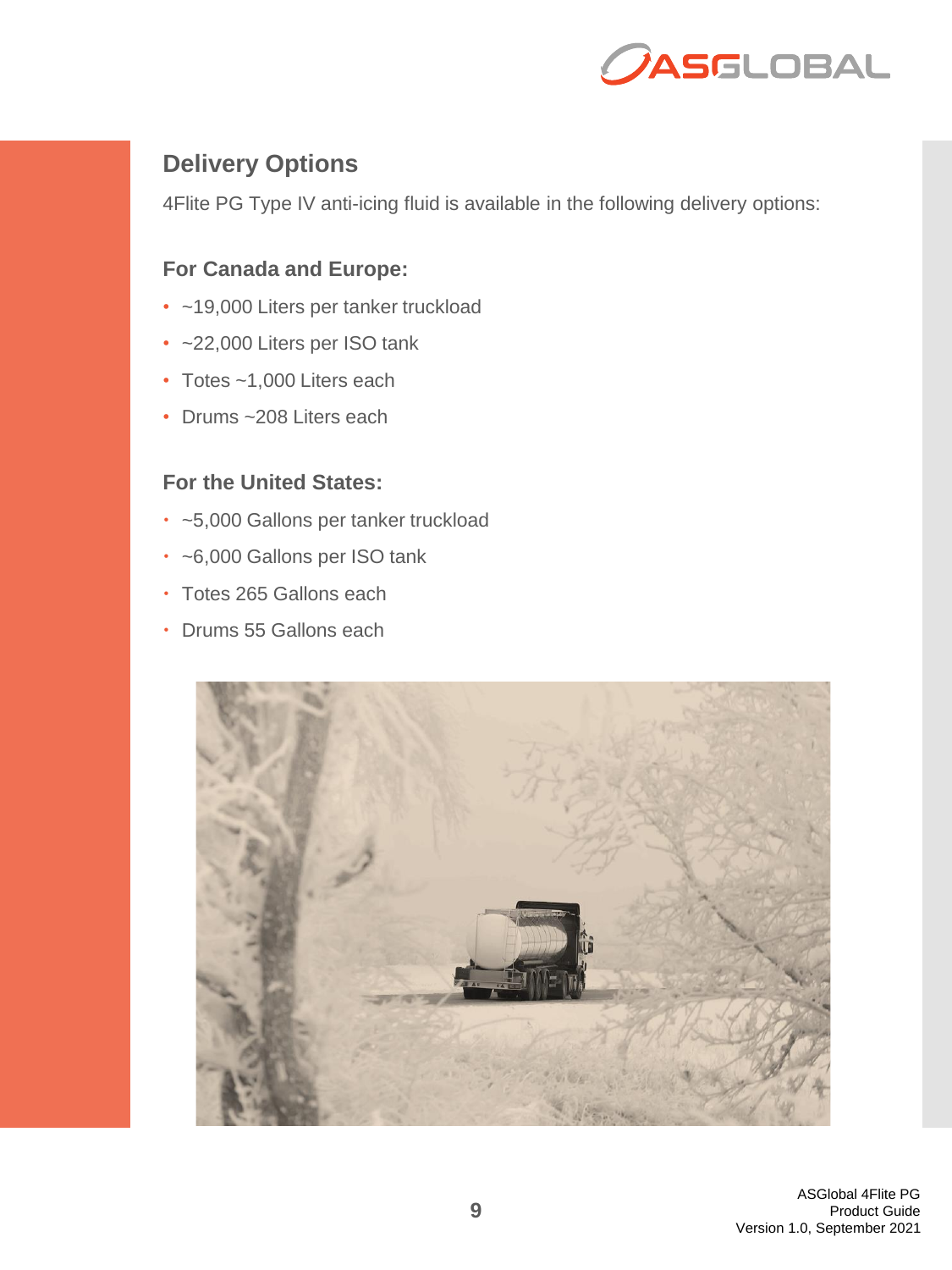## Delivery Options

4Flite PG Type IV anti-icing fluid is available in the following delivery options:

### For Canada and Europe:

- ~19,000 Liters per tanker truckload
- ~22,000 Liters per ISO tank
- Totes ~1,000 Liters each
- Drums ~208 Liters each

### For the United States:

- ~5,000 Gallons per tanker truckload
- ~6,000 Gallons per ISO tank
- Totes 265 Gallons each
- Drums 55 Gallons each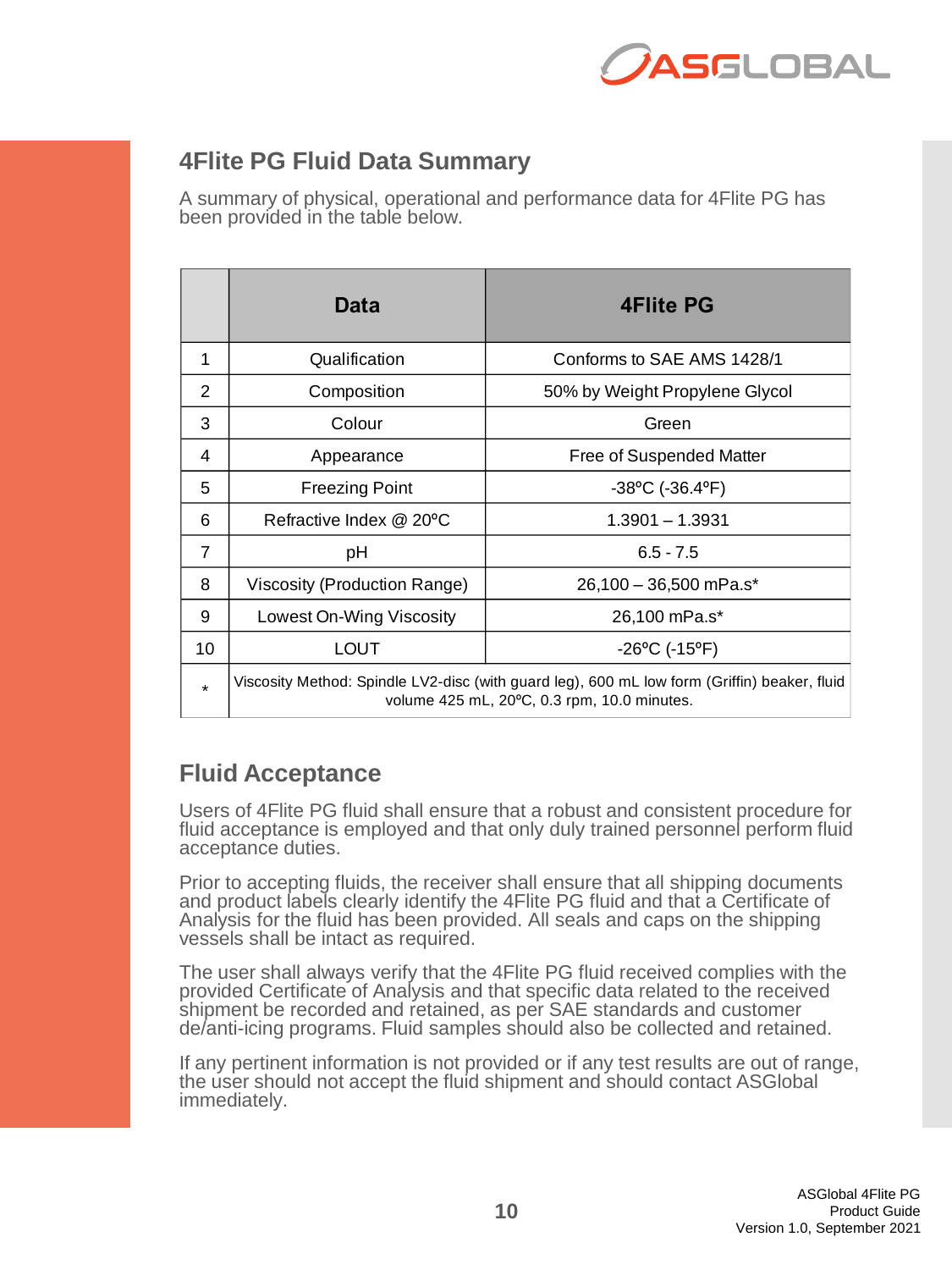## 4Flite PG Fluid Data Summary

A summary of physical, operational and performance data for 4Flite PG has been provided in the table below.

| | Data | 4Flite PG |
|---|---|---|
| 1 | Qualification | Conforms to SAE AMS 1428/1 |
| 2 | Composition | 50% by Weight Propylene Glycol |
| 3 | Colour | Green |
| 4 | Appearance | Free of Suspended Matter |
| 5 | Freezing Point | -38ºC (-36.4ºF) |
| 6 | Refractive Index @ 20ºC | 1.3901 – 1.3931 |
| 7 | pH | 6.5 - 7.5 |
| 8 | Viscosity (Production Range) | 26,100 – 36,500 mPa.s* |
| 9 | Lowest On-Wing Viscosity | 26,100 mPa.s* |
| 10 | LOUT | -26ºC (-15ºF) |
| * | Viscosity Method: Spindle LV2-disc (with guard leg), 600 mL low form (Griffin) beaker, fluid volume 425 mL, 20ºC, 0.3 rpm, 10.0 minutes. | |

## Fluid Acceptance

Users of 4Flite PG fluid shall ensure that a robust and consistent procedure for fluid acceptance is employed and that only duly trained personnel perform fluid acceptance duties.

Prior to accepting fluids, the receiver shall ensure that all shipping documents and product labels clearly identify the 4Flite PG fluid and that a Certificate of Analysis for the fluid has been provided. All seals and caps on the shipping vessels shall be intact as required.

The user shall always verify that the 4Flite PG fluid received complies with the provided Certificate of Analysis and that specific data related to the received shipment be recorded and retained, as per SAE standards and customer de/anti-icing programs. Fluid samples should also be collected and retained.

If any pertinent information is not provided or if any test results are out of range, the user should not accept the fluid shipment and should contact ASGlobal immediately.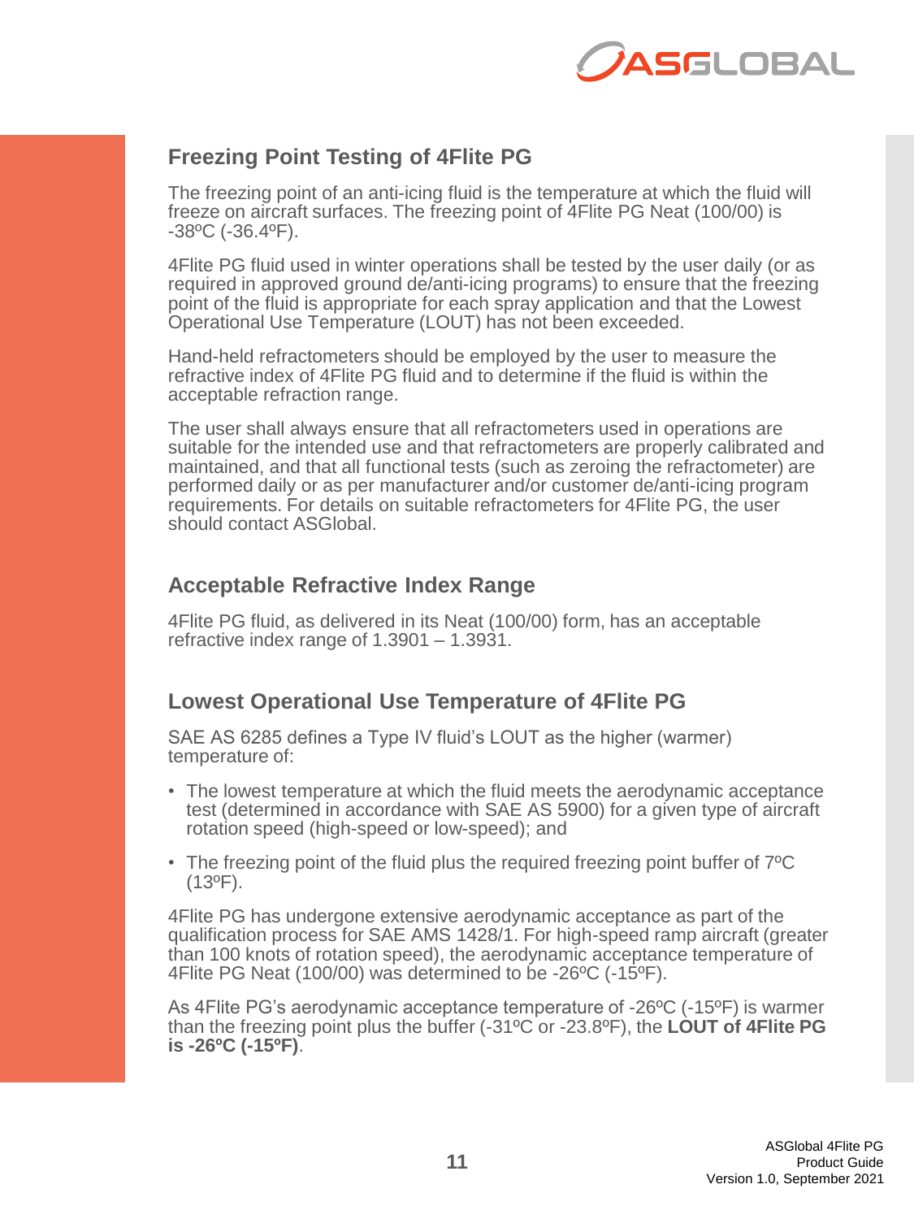## Freezing Point Testing of 4Flite PG

The freezing point of an anti-icing fluid is the temperature at which the fluid will freeze on aircraft surfaces. The freezing point of 4Flite PG Neat (100/00) is -38ºC (-36.4ºF).

4Flite PG fluid used in winter operations shall be tested by the user daily (or as required in approved ground de/anti-icing programs) to ensure that the freezing point of the fluid is appropriate for each spray application and that the Lowest Operational Use Temperature (LOUT) has not been exceeded.

Hand-held refractometers should be employed by the user to measure the refractive index of 4Flite PG fluid and to determine if the fluid is within the acceptable refraction range.

The user shall always ensure that all refractometers used in operations are suitable for the intended use and that refractometers are properly calibrated and maintained, and that all functional tests (such as zeroing the refractometer) are performed daily or as per manufacturer and/or customer de/anti-icing program requirements. For details on suitable refractometers for 4Flite PG, the user should contact ASGlobal.

## Acceptable Refractive Index Range

4Flite PG fluid, as delivered in its Neat (100/00) form, has an acceptable refractive index range of 1.3901 – 1.3931.

## Lowest Operational Use Temperature of 4Flite PG

SAE AS 6285 defines a Type IV fluid's LOUT as the higher (warmer) temperature of:

- The lowest temperature at which the fluid meets the aerodynamic acceptance test (determined in accordance with SAE AS 5900) for a given type of aircraft rotation speed (high-speed or low-speed); and
- The freezing point of the fluid plus the required freezing point buffer of 7ºC (13ºF).

4Flite PG has undergone extensive aerodynamic acceptance as part of the qualification process for SAE AMS 1428/1. For high-speed ramp aircraft (greater than 100 knots of rotation speed), the aerodynamic acceptance temperature of 4Flite PG Neat (100/00) was determined to be -26ºC (-15ºF).

As 4Flite PG's aerodynamic acceptance temperature of -26ºC (-15ºF) is warmer than the freezing point plus the buffer (-31ºC or -23.8ºF), the **LOUT of 4Flite PG is -26ºC (-15ºF)**.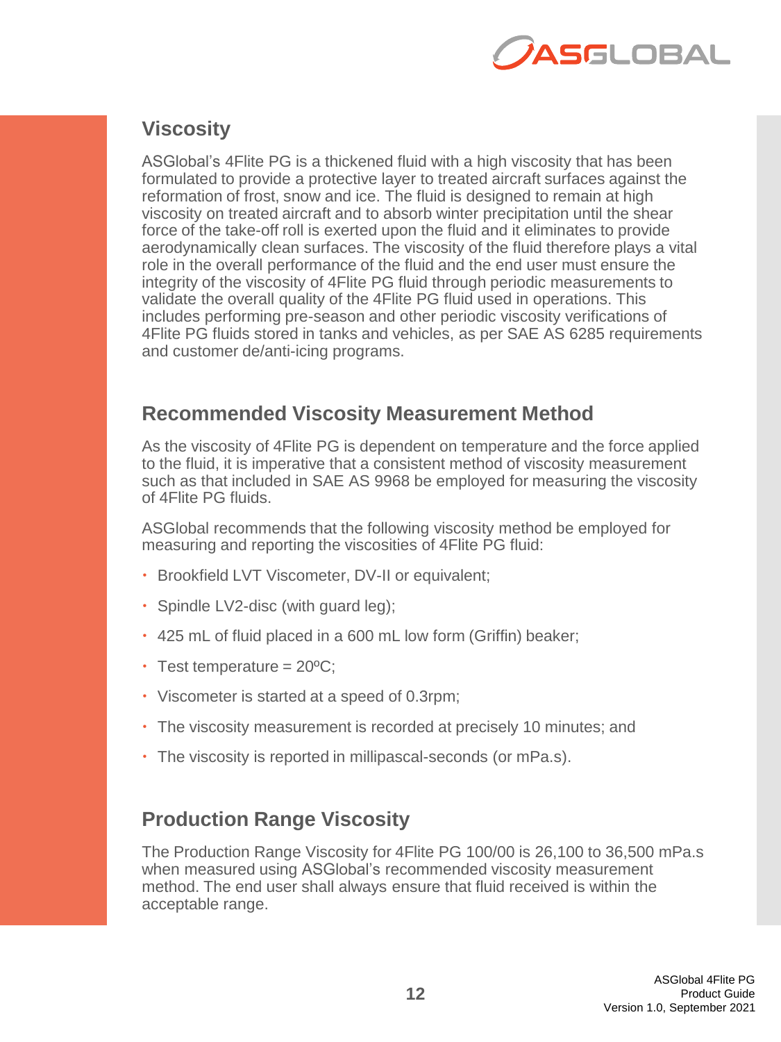## Viscosity

ASGlobal's 4Flite PG is a thickened fluid with a high viscosity that has been formulated to provide a protective layer to treated aircraft surfaces against the reformation of frost, snow and ice. The fluid is designed to remain at high viscosity on treated aircraft and to absorb winter precipitation until the shear force of the take-off roll is exerted upon the fluid and it eliminates to provide aerodynamically clean surfaces. The viscosity of the fluid therefore plays a vital role in the overall performance of the fluid and the end user must ensure the integrity of the viscosity of 4Flite PG fluid through periodic measurements to validate the overall quality of the 4Flite PG fluid used in operations. This includes performing pre-season and other periodic viscosity verifications of 4Flite PG fluids stored in tanks and vehicles, as per SAE AS 6285 requirements and customer de/anti-icing programs.

## Recommended Viscosity Measurement Method

As the viscosity of 4Flite PG is dependent on temperature and the force applied to the fluid, it is imperative that a consistent method of viscosity measurement such as that included in SAE AS 9968 be employed for measuring the viscosity of 4Flite PG fluids.

ASGlobal recommends that the following viscosity method be employed for measuring and reporting the viscosities of 4Flite PG fluid:

- Brookfield LVT Viscometer, DV-II or equivalent;
- Spindle LV2-disc (with guard leg);
- 425 mL of fluid placed in a 600 mL low form (Griffin) beaker;
- Test temperature = 20ºC;
- Viscometer is started at a speed of 0.3rpm;
- The viscosity measurement is recorded at precisely 10 minutes; and
- The viscosity is reported in millipascal-seconds (or mPa.s).

## Production Range Viscosity

The Production Range Viscosity for 4Flite PG 100/00 is 26,100 to 36,500 mPa.s when measured using ASGlobal's recommended viscosity measurement method. The end user shall always ensure that fluid received is within the acceptable range.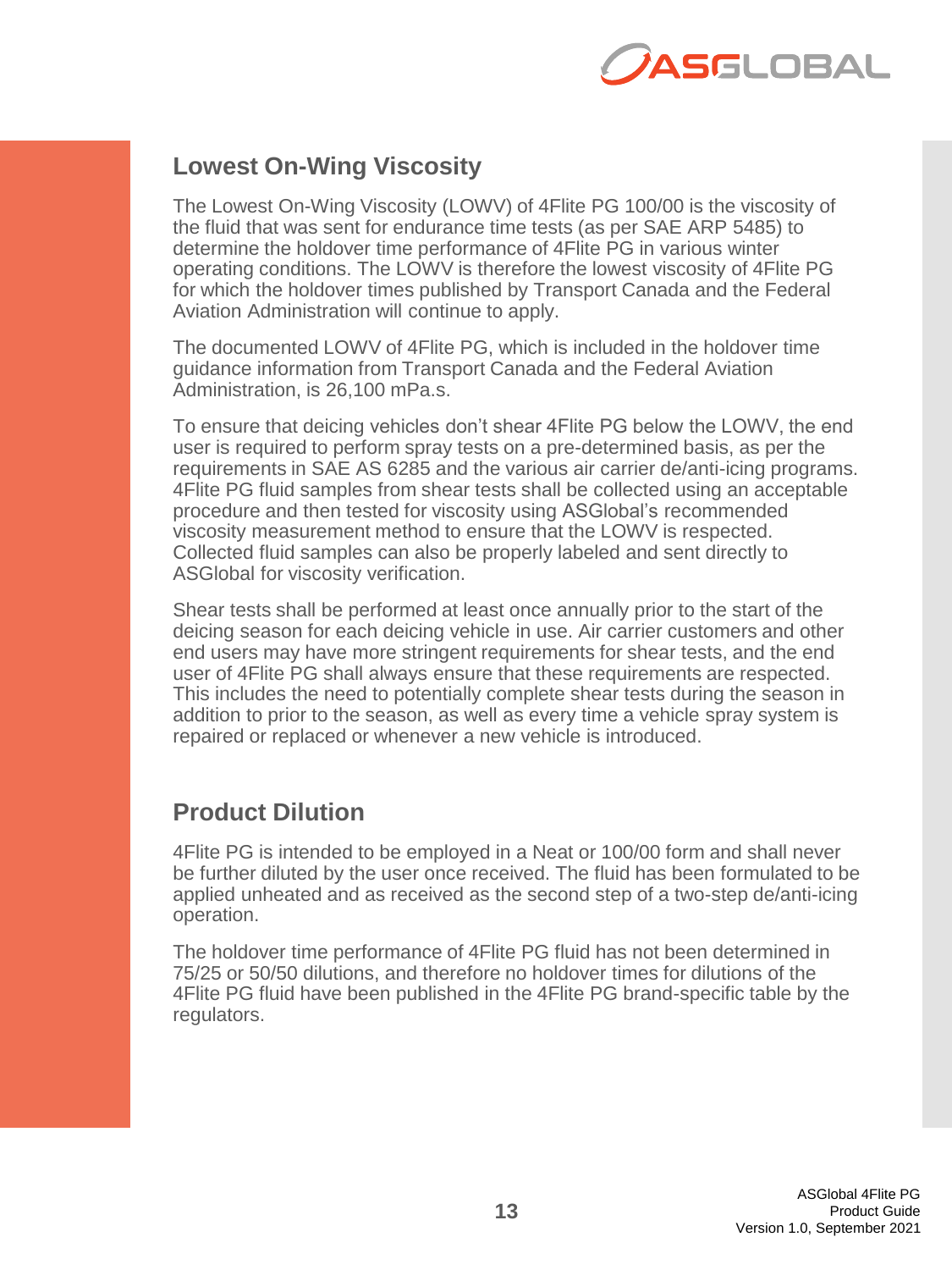## Lowest On-Wing Viscosity

The Lowest On-Wing Viscosity (LOWV) of 4Flite PG 100/00 is the viscosity of the fluid that was sent for endurance time tests (as per SAE ARP 5485) to determine the holdover time performance of 4Flite PG in various winter operating conditions. The LOWV is therefore the lowest viscosity of 4Flite PG for which the holdover times published by Transport Canada and the Federal Aviation Administration will continue to apply.

The documented LOWV of 4Flite PG, which is included in the holdover time guidance information from Transport Canada and the Federal Aviation Administration, is 26,100 mPa.s.

To ensure that deicing vehicles don't shear 4Flite PG below the LOWV, the end user is required to perform spray tests on a pre-determined basis, as per the requirements in SAE AS 6285 and the various air carrier de/anti-icing programs. 4Flite PG fluid samples from shear tests shall be collected using an acceptable procedure and then tested for viscosity using ASGlobal's recommended viscosity measurement method to ensure that the LOWV is respected. Collected fluid samples can also be properly labeled and sent directly to ASGlobal for viscosity verification.

Shear tests shall be performed at least once annually prior to the start of the deicing season for each deicing vehicle in use. Air carrier customers and other end users may have more stringent requirements for shear tests, and the end user of 4Flite PG shall always ensure that these requirements are respected. This includes the need to potentially complete shear tests during the season in addition to prior to the season, as well as every time a vehicle spray system is repaired or replaced or whenever a new vehicle is introduced.

## Product Dilution

4Flite PG is intended to be employed in a Neat or 100/00 form and shall never be further diluted by the user once received. The fluid has been formulated to be applied unheated and as received as the second step of a two-step de/anti-icing operation.

The holdover time performance of 4Flite PG fluid has not been determined in 75/25 or 50/50 dilutions, and therefore no holdover times for dilutions of the 4Flite PG fluid have been published in the 4Flite PG brand-specific table by the regulators.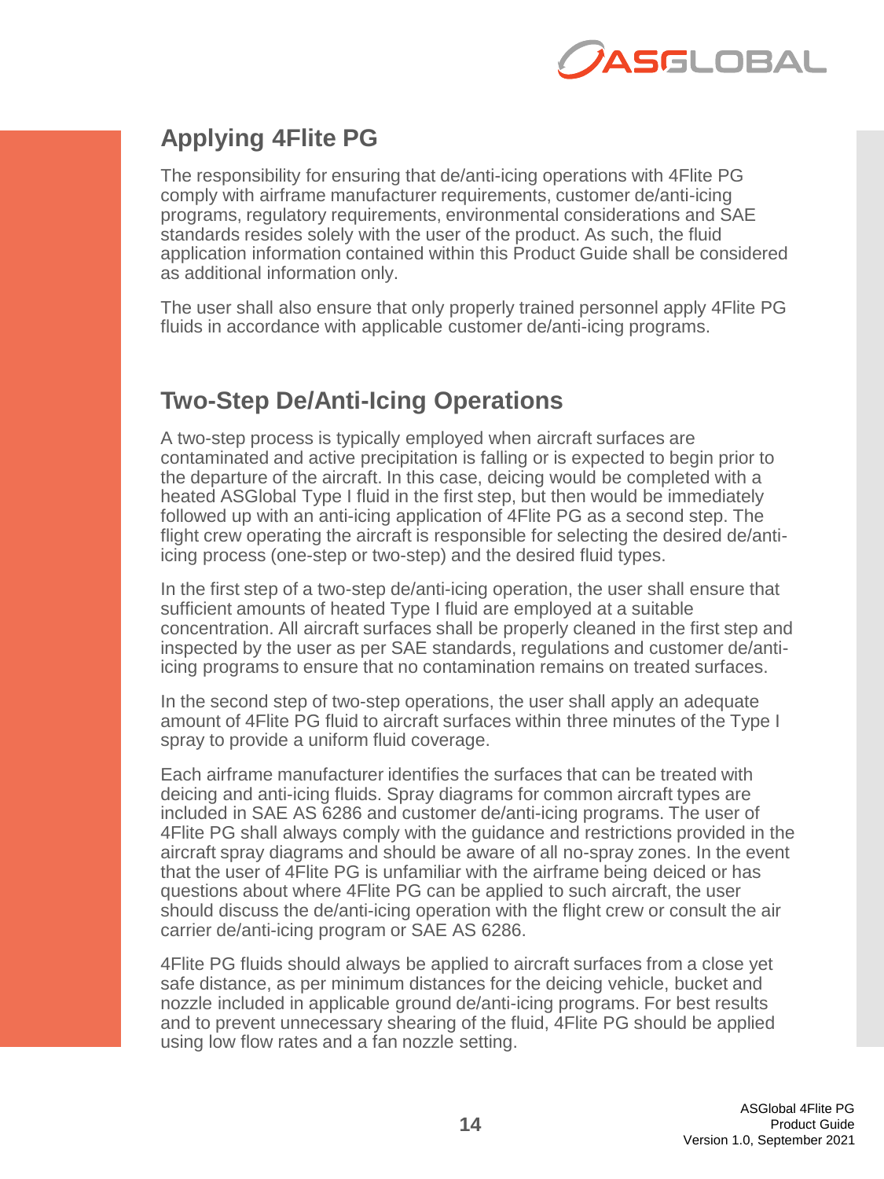## Applying 4Flite PG

The responsibility for ensuring that de/anti-icing operations with 4Flite PG comply with airframe manufacturer requirements, customer de/anti-icing programs, regulatory requirements, environmental considerations and SAE standards resides solely with the user of the product. As such, the fluid application information contained within this Product Guide shall be considered as additional information only.

The user shall also ensure that only properly trained personnel apply 4Flite PG fluids in accordance with applicable customer de/anti-icing programs.

## Two-Step De/Anti-Icing Operations

A two-step process is typically employed when aircraft surfaces are contaminated and active precipitation is falling or is expected to begin prior to the departure of the aircraft. In this case, deicing would be completed with a heated ASGlobal Type I fluid in the first step, but then would be immediately followed up with an anti-icing application of 4Flite PG as a second step. The flight crew operating the aircraft is responsible for selecting the desired de/anti-icing process (one-step or two-step) and the desired fluid types.

In the first step of a two-step de/anti-icing operation, the user shall ensure that sufficient amounts of heated Type I fluid are employed at a suitable concentration. All aircraft surfaces shall be properly cleaned in the first step and inspected by the user as per SAE standards, regulations and customer de/anti-icing programs to ensure that no contamination remains on treated surfaces.

In the second step of two-step operations, the user shall apply an adequate amount of 4Flite PG fluid to aircraft surfaces within three minutes of the Type I spray to provide a uniform fluid coverage.

Each airframe manufacturer identifies the surfaces that can be treated with deicing and anti-icing fluids. Spray diagrams for common aircraft types are included in SAE AS 6286 and customer de/anti-icing programs. The user of 4Flite PG shall always comply with the guidance and restrictions provided in the aircraft spray diagrams and should be aware of all no-spray zones. In the event that the user of 4Flite PG is unfamiliar with the airframe being deiced or has questions about where 4Flite PG can be applied to such aircraft, the user should discuss the de/anti-icing operation with the flight crew or consult the air carrier de/anti-icing program or SAE AS 6286.

4Flite PG fluids should always be applied to aircraft surfaces from a close yet safe distance, as per minimum distances for the deicing vehicle, bucket and nozzle included in applicable ground de/anti-icing programs. For best results and to prevent unnecessary shearing of the fluid, 4Flite PG should be applied using low flow rates and a fan nozzle setting.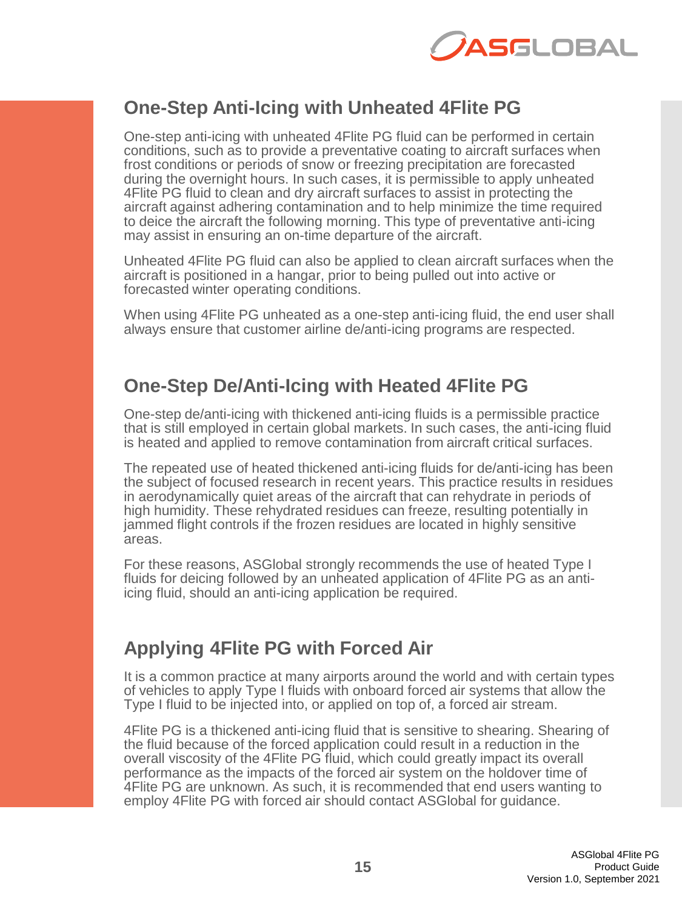## One-Step Anti-Icing with Unheated 4Flite PG

One-step anti-icing with unheated 4Flite PG fluid can be performed in certain conditions, such as to provide a preventative coating to aircraft surfaces when frost conditions or periods of snow or freezing precipitation are forecasted during the overnight hours. In such cases, it is permissible to apply unheated 4Flite PG fluid to clean and dry aircraft surfaces to assist in protecting the aircraft against adhering contamination and to help minimize the time required to deice the aircraft the following morning. This type of preventative anti-icing may assist in ensuring an on-time departure of the aircraft.

Unheated 4Flite PG fluid can also be applied to clean aircraft surfaces when the aircraft is positioned in a hangar, prior to being pulled out into active or forecasted winter operating conditions.

When using 4Flite PG unheated as a one-step anti-icing fluid, the end user shall always ensure that customer airline de/anti-icing programs are respected.

## One-Step De/Anti-Icing with Heated 4Flite PG

One-step de/anti-icing with thickened anti-icing fluids is a permissible practice that is still employed in certain global markets. In such cases, the anti-icing fluid is heated and applied to remove contamination from aircraft critical surfaces.

The repeated use of heated thickened anti-icing fluids for de/anti-icing has been the subject of focused research in recent years. This practice results in residues in aerodynamically quiet areas of the aircraft that can rehydrate in periods of high humidity. These rehydrated residues can freeze, resulting potentially in jammed flight controls if the frozen residues are located in highly sensitive areas.

For these reasons, ASGlobal strongly recommends the use of heated Type I fluids for deicing followed by an unheated application of 4Flite PG as an anti-icing fluid, should an anti-icing application be required.

## Applying 4Flite PG with Forced Air

It is a common practice at many airports around the world and with certain types of vehicles to apply Type I fluids with onboard forced air systems that allow the Type I fluid to be injected into, or applied on top of, a forced air stream.

4Flite PG is a thickened anti-icing fluid that is sensitive to shearing. Shearing of the fluid because of the forced application could result in a reduction in the overall viscosity of the 4Flite PG fluid, which could greatly impact its overall performance as the impacts of the forced air system on the holdover time of 4Flite PG are unknown. As such, it is recommended that end users wanting to employ 4Flite PG with forced air should contact ASGlobal for guidance.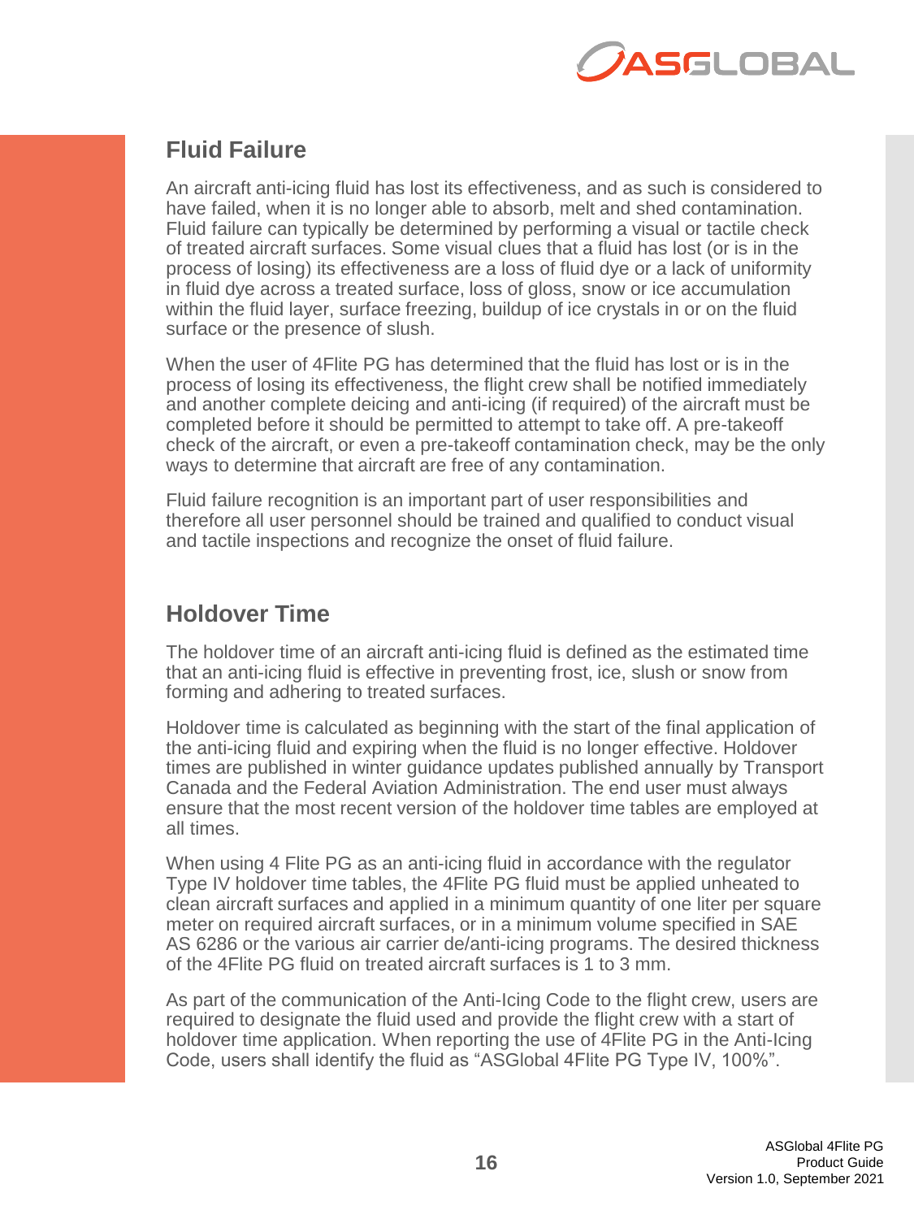## Fluid Failure

An aircraft anti-icing fluid has lost its effectiveness, and as such is considered to have failed, when it is no longer able to absorb, melt and shed contamination. Fluid failure can typically be determined by performing a visual or tactile check of treated aircraft surfaces. Some visual clues that a fluid has lost (or is in the process of losing) its effectiveness are a loss of fluid dye or a lack of uniformity in fluid dye across a treated surface, loss of gloss, snow or ice accumulation within the fluid layer, surface freezing, buildup of ice crystals in or on the fluid surface or the presence of slush.

When the user of 4Flite PG has determined that the fluid has lost or is in the process of losing its effectiveness, the flight crew shall be notified immediately and another complete deicing and anti-icing (if required) of the aircraft must be completed before it should be permitted to attempt to take off. A pre-takeoff check of the aircraft, or even a pre-takeoff contamination check, may be the only ways to determine that aircraft are free of any contamination.

Fluid failure recognition is an important part of user responsibilities and therefore all user personnel should be trained and qualified to conduct visual and tactile inspections and recognize the onset of fluid failure.

## Holdover Time

The holdover time of an aircraft anti-icing fluid is defined as the estimated time that an anti-icing fluid is effective in preventing frost, ice, slush or snow from forming and adhering to treated surfaces.

Holdover time is calculated as beginning with the start of the final application of the anti-icing fluid and expiring when the fluid is no longer effective. Holdover times are published in winter guidance updates published annually by Transport Canada and the Federal Aviation Administration. The end user must always ensure that the most recent version of the holdover time tables are employed at all times.

When using 4 Flite PG as an anti-icing fluid in accordance with the regulator Type IV holdover time tables, the 4Flite PG fluid must be applied unheated to clean aircraft surfaces and applied in a minimum quantity of one liter per square meter on required aircraft surfaces, or in a minimum volume specified in SAE AS 6286 or the various air carrier de/anti-icing programs. The desired thickness of the 4Flite PG fluid on treated aircraft surfaces is 1 to 3 mm.

As part of the communication of the Anti-Icing Code to the flight crew, users are required to designate the fluid used and provide the flight crew with a start of holdover time application. When reporting the use of 4Flite PG in the Anti-Icing Code, users shall identify the fluid as "ASGlobal 4Flite PG Type IV, 100%".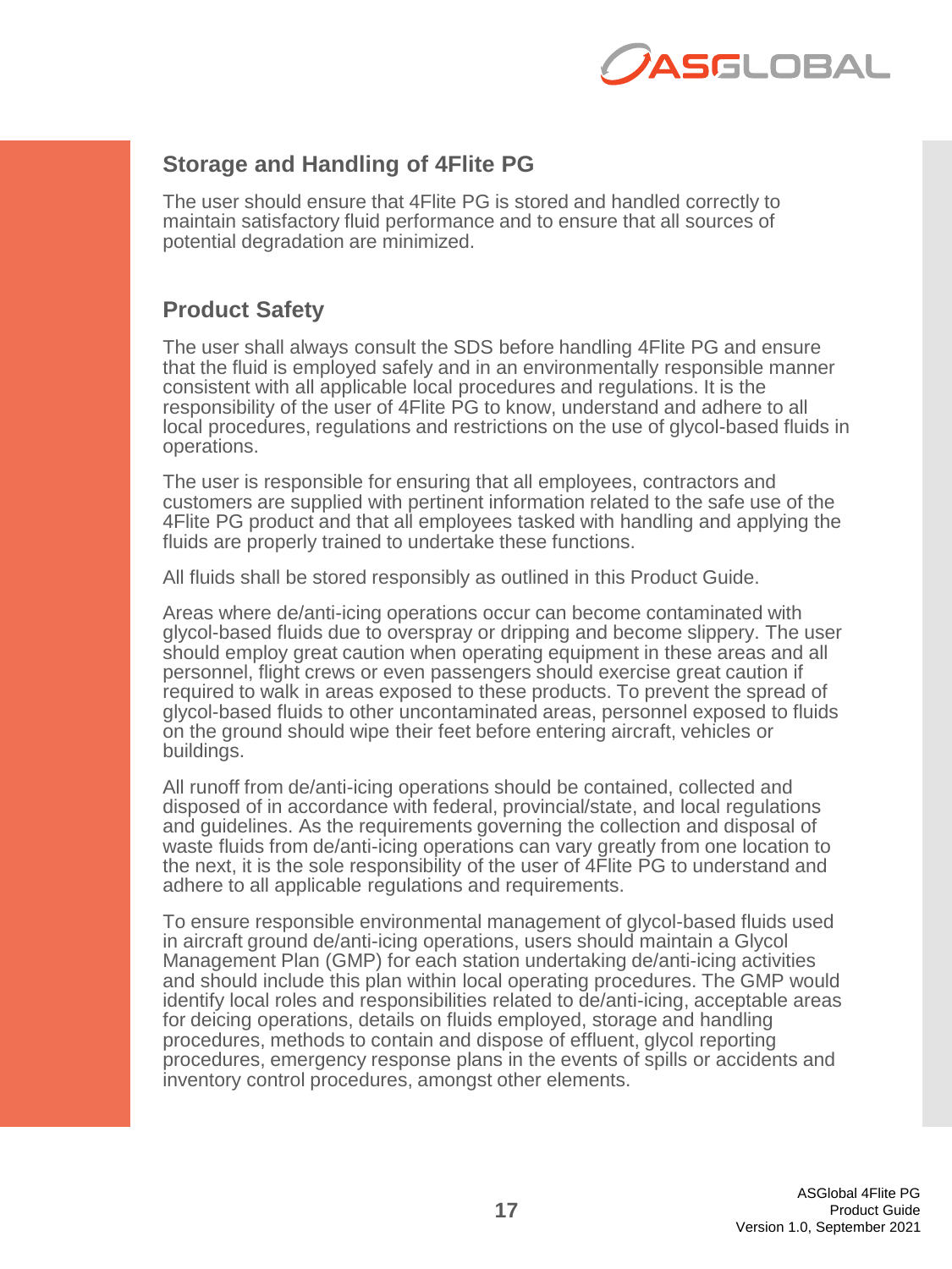## Storage and Handling of 4Flite PG

The user should ensure that 4Flite PG is stored and handled correctly to maintain satisfactory fluid performance and to ensure that all sources of potential degradation are minimized.

## Product Safety

The user shall always consult the SDS before handling 4Flite PG and ensure that the fluid is employed safely and in an environmentally responsible manner consistent with all applicable local procedures and regulations. It is the responsibility of the user of 4Flite PG to know, understand and adhere to all local procedures, regulations and restrictions on the use of glycol-based fluids in operations.

The user is responsible for ensuring that all employees, contractors and customers are supplied with pertinent information related to the safe use of the 4Flite PG product and that all employees tasked with handling and applying the fluids are properly trained to undertake these functions.

All fluids shall be stored responsibly as outlined in this Product Guide.

Areas where de/anti-icing operations occur can become contaminated with glycol-based fluids due to overspray or dripping and become slippery. The user should employ great caution when operating equipment in these areas and all personnel, flight crews or even passengers should exercise great caution if required to walk in areas exposed to these products. To prevent the spread of glycol-based fluids to other uncontaminated areas, personnel exposed to fluids on the ground should wipe their feet before entering aircraft, vehicles or buildings.

All runoff from de/anti-icing operations should be contained, collected and disposed of in accordance with federal, provincial/state, and local regulations and guidelines. As the requirements governing the collection and disposal of waste fluids from de/anti-icing operations can vary greatly from one location to the next, it is the sole responsibility of the user of 4Flite PG to understand and adhere to all applicable regulations and requirements.

To ensure responsible environmental management of glycol-based fluids used in aircraft ground de/anti-icing operations, users should maintain a Glycol Management Plan (GMP) for each station undertaking de/anti-icing activities and should include this plan within local operating procedures. The GMP would identify local roles and responsibilities related to de/anti-icing, acceptable areas for deicing operations, details on fluids employed, storage and handling procedures, methods to contain and dispose of effluent, glycol reporting procedures, emergency response plans in the events of spills or accidents and inventory control procedures, amongst other elements.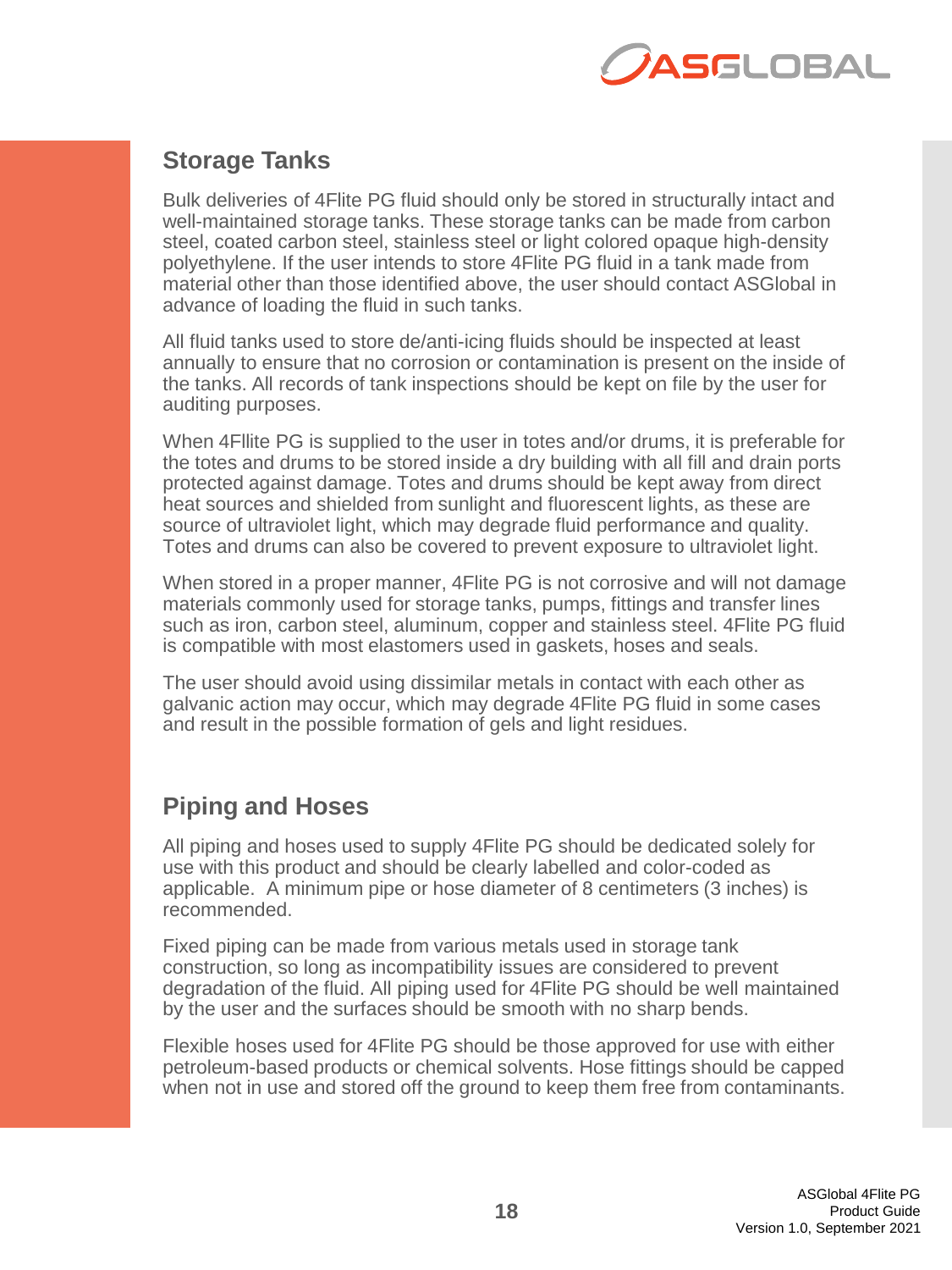## Storage Tanks

Bulk deliveries of 4Flite PG fluid should only be stored in structurally intact and well-maintained storage tanks. These storage tanks can be made from carbon steel, coated carbon steel, stainless steel or light colored opaque high-density polyethylene. If the user intends to store 4Flite PG fluid in a tank made from material other than those identified above, the user should contact ASGlobal in advance of loading the fluid in such tanks.

All fluid tanks used to store de/anti-icing fluids should be inspected at least annually to ensure that no corrosion or contamination is present on the inside of the tanks. All records of tank inspections should be kept on file by the user for auditing purposes.

When 4Fllite PG is supplied to the user in totes and/or drums, it is preferable for the totes and drums to be stored inside a dry building with all fill and drain ports protected against damage. Totes and drums should be kept away from direct heat sources and shielded from sunlight and fluorescent lights, as these are source of ultraviolet light, which may degrade fluid performance and quality. Totes and drums can also be covered to prevent exposure to ultraviolet light.

When stored in a proper manner, 4Flite PG is not corrosive and will not damage materials commonly used for storage tanks, pumps, fittings and transfer lines such as iron, carbon steel, aluminum, copper and stainless steel. 4Flite PG fluid is compatible with most elastomers used in gaskets, hoses and seals.

The user should avoid using dissimilar metals in contact with each other as galvanic action may occur, which may degrade 4Flite PG fluid in some cases and result in the possible formation of gels and light residues.

## Piping and Hoses

All piping and hoses used to supply 4Flite PG should be dedicated solely for use with this product and should be clearly labelled and color-coded as applicable. A minimum pipe or hose diameter of 8 centimeters (3 inches) is recommended.

Fixed piping can be made from various metals used in storage tank construction, so long as incompatibility issues are considered to prevent degradation of the fluid. All piping used for 4Flite PG should be well maintained by the user and the surfaces should be smooth with no sharp bends.

Flexible hoses used for 4Flite PG should be those approved for use with either petroleum-based products or chemical solvents. Hose fittings should be capped when not in use and stored off the ground to keep them free from contaminants.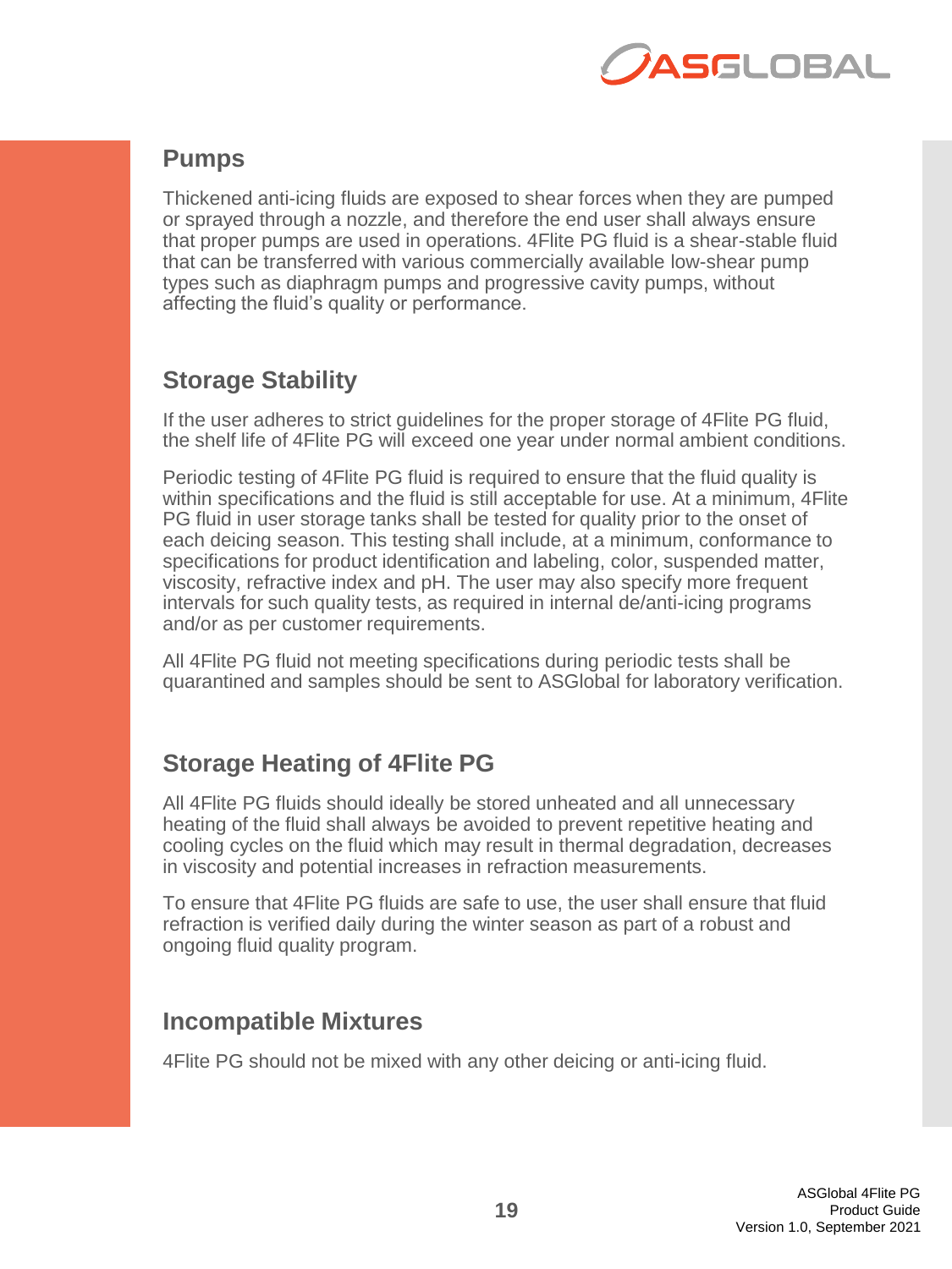## Pumps

Thickened anti-icing fluids are exposed to shear forces when they are pumped or sprayed through a nozzle, and therefore the end user shall always ensure that proper pumps are used in operations. 4Flite PG fluid is a shear-stable fluid that can be transferred with various commercially available low-shear pump types such as diaphragm pumps and progressive cavity pumps, without affecting the fluid's quality or performance.

## Storage Stability

If the user adheres to strict guidelines for the proper storage of 4Flite PG fluid, the shelf life of 4Flite PG will exceed one year under normal ambient conditions.

Periodic testing of 4Flite PG fluid is required to ensure that the fluid quality is within specifications and the fluid is still acceptable for use. At a minimum, 4Flite PG fluid in user storage tanks shall be tested for quality prior to the onset of each deicing season. This testing shall include, at a minimum, conformance to specifications for product identification and labeling, color, suspended matter, viscosity, refractive index and pH. The user may also specify more frequent intervals for such quality tests, as required in internal de/anti-icing programs and/or as per customer requirements.

All 4Flite PG fluid not meeting specifications during periodic tests shall be quarantined and samples should be sent to ASGlobal for laboratory verification.

## Storage Heating of 4Flite PG

All 4Flite PG fluids should ideally be stored unheated and all unnecessary heating of the fluid shall always be avoided to prevent repetitive heating and cooling cycles on the fluid which may result in thermal degradation, decreases in viscosity and potential increases in refraction measurements.

To ensure that 4Flite PG fluids are safe to use, the user shall ensure that fluid refraction is verified daily during the winter season as part of a robust and ongoing fluid quality program.

## Incompatible Mixtures

4Flite PG should not be mixed with any other deicing or anti-icing fluid.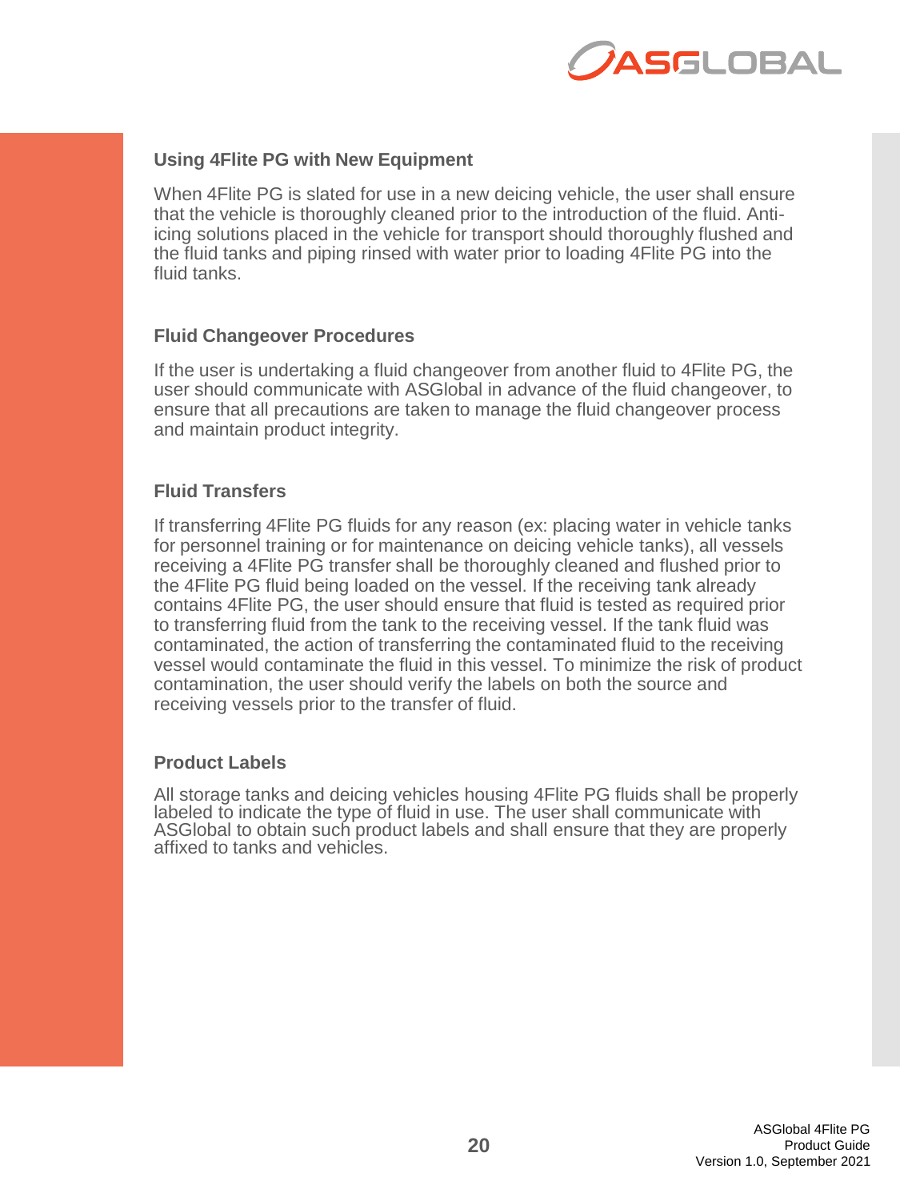### Using 4Flite PG with New Equipment

When 4Flite PG is slated for use in a new deicing vehicle, the user shall ensure that the vehicle is thoroughly cleaned prior to the introduction of the fluid. Anti-icing solutions placed in the vehicle for transport should thoroughly flushed and the fluid tanks and piping rinsed with water prior to loading 4Flite PG into the fluid tanks.

### Fluid Changeover Procedures

If the user is undertaking a fluid changeover from another fluid to 4Flite PG, the user should communicate with ASGlobal in advance of the fluid changeover, to ensure that all precautions are taken to manage the fluid changeover process and maintain product integrity.

### Fluid Transfers

If transferring 4Flite PG fluids for any reason (ex: placing water in vehicle tanks for personnel training or for maintenance on deicing vehicle tanks), all vessels receiving a 4Flite PG transfer shall be thoroughly cleaned and flushed prior to the 4Flite PG fluid being loaded on the vessel. If the receiving tank already contains 4Flite PG, the user should ensure that fluid is tested as required prior to transferring fluid from the tank to the receiving vessel. If the tank fluid was contaminated, the action of transferring the contaminated fluid to the receiving vessel would contaminate the fluid in this vessel. To minimize the risk of product contamination, the user should verify the labels on both the source and receiving vessels prior to the transfer of fluid.

### Product Labels

All storage tanks and deicing vehicles housing 4Flite PG fluids shall be properly labeled to indicate the type of fluid in use. The user shall communicate with ASGlobal to obtain such product labels and shall ensure that they are properly affixed to tanks and vehicles.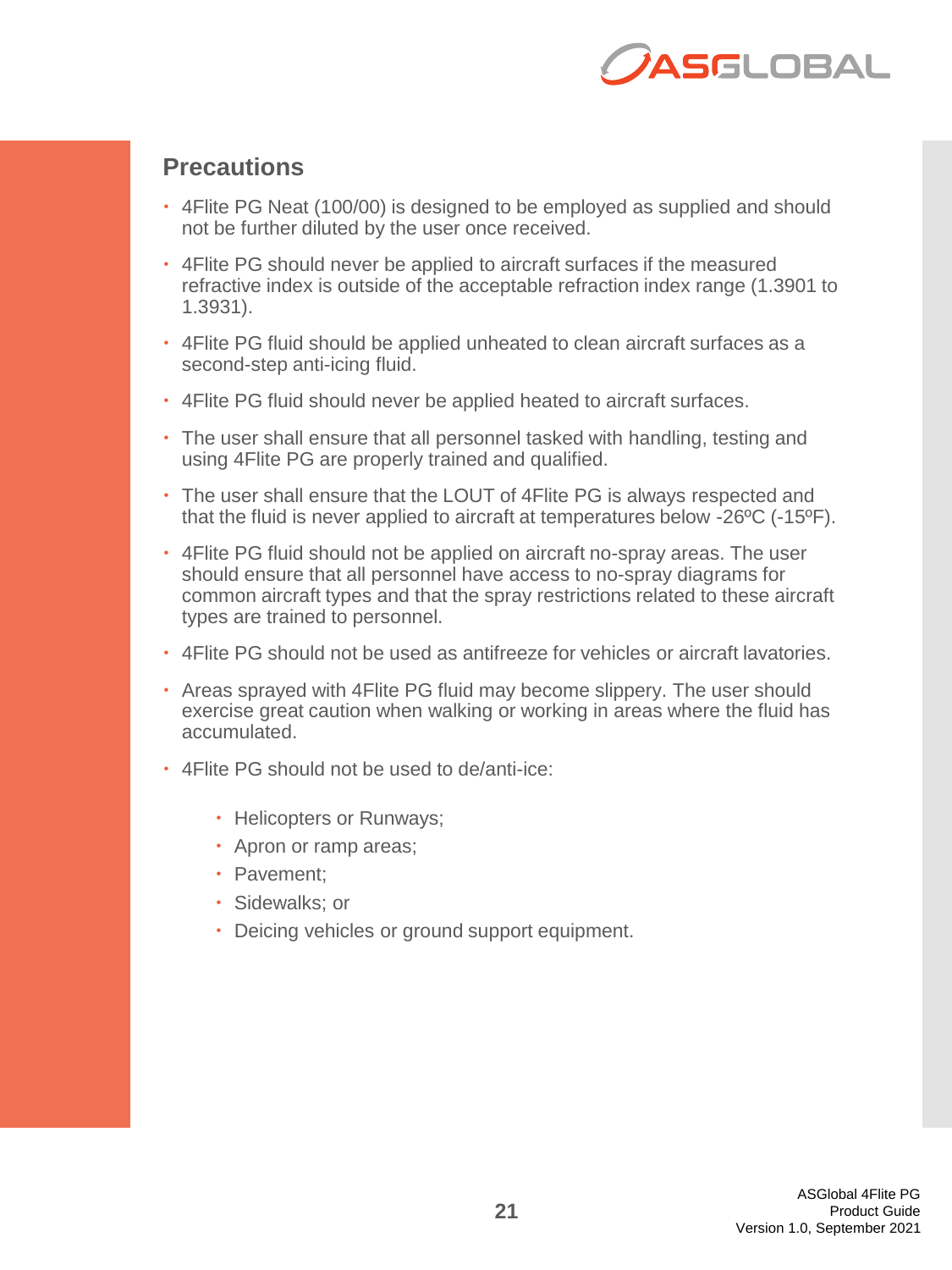## Precautions

- 4Flite PG Neat (100/00) is designed to be employed as supplied and should not be further diluted by the user once received.
- 4Flite PG should never be applied to aircraft surfaces if the measured refractive index is outside of the acceptable refraction index range (1.3901 to 1.3931).
- 4Flite PG fluid should be applied unheated to clean aircraft surfaces as a second-step anti-icing fluid.
- 4Flite PG fluid should never be applied heated to aircraft surfaces.
- The user shall ensure that all personnel tasked with handling, testing and using 4Flite PG are properly trained and qualified.
- The user shall ensure that the LOUT of 4Flite PG is always respected and that the fluid is never applied to aircraft at temperatures below -26ºC (-15ºF).
- 4Flite PG fluid should not be applied on aircraft no-spray areas. The user should ensure that all personnel have access to no-spray diagrams for common aircraft types and that the spray restrictions related to these aircraft types are trained to personnel.
- 4Flite PG should not be used as antifreeze for vehicles or aircraft lavatories.
- Areas sprayed with 4Flite PG fluid may become slippery. The user should exercise great caution when walking or working in areas where the fluid has accumulated.
- 4Flite PG should not be used to de/anti-ice:
  - Helicopters or Runways;
  - Apron or ramp areas;
  - Pavement;
  - Sidewalks; or
  - Deicing vehicles or ground support equipment.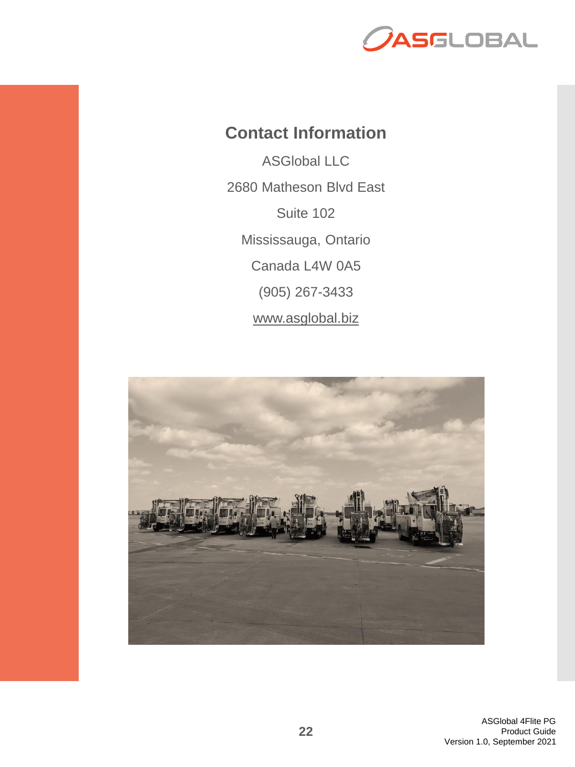## Contact Information

ASGlobal LLC

2680 Matheson Blvd East

Suite 102

Mississauga, Ontario

Canada L4W 0A5

(905) 267-3433

www.asglobal.biz